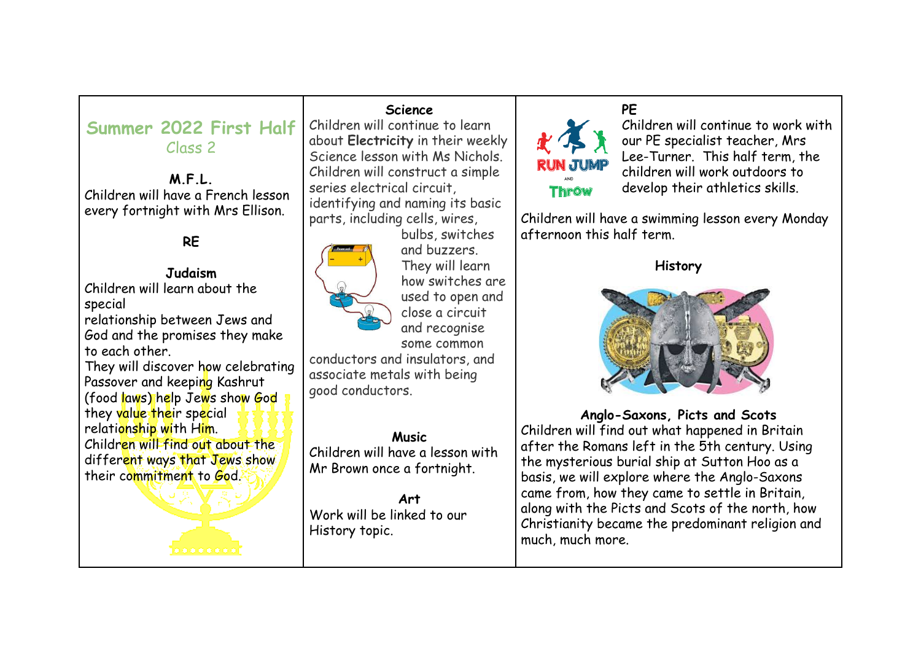# Summer 2022 First Half

Class 2

### M.F.L.

Children will have a French lesson every fortnight with Mrs Ellison.

### RE

### Judaism

Children will learn about the special relationship between Jews and God and the promises they make to each other.

They will discover how celebrating Passover and keeping Kashrut (food laws) help Jews show God they value their special relationship with Him.

Children will find out about the different ways that Jews show their commitment to God.

### Science

Children will continue to learn about **Electricity** in their weekly Science lesson with Ms Nichols. Children will construct a simple series electrical circuit, identifying and naming its basic parts, including cells, wires, bulbs, switches and buzzers. They will learn how switches are used to open and close a circuit and recognise some common conductors and insulators, and associate metals with being good conductors.

### Music

Children will have a lesson with Mr Brown once a fortnight.

### Art

Work will be linked to our History topic.

### PE

Children will continue to work with our PE specialist teacher, Mrs Lee-Turner. This half term, the children will work outdoors to develop their athletics skills.

Children will have a swimming lesson every Monday afternoon this half term.

### History

### Anglo-Saxons, Picts and Scots

Children will find out what happened in Britain after the Romans left in the 5th century. Using the mysterious burial ship at Sutton Hoo as a basis, we will explore where the Anglo-Saxons came from, how they came to settle in Britain, along with the Picts and Scots of the north, how Christianity became the predominant religion and much, much more.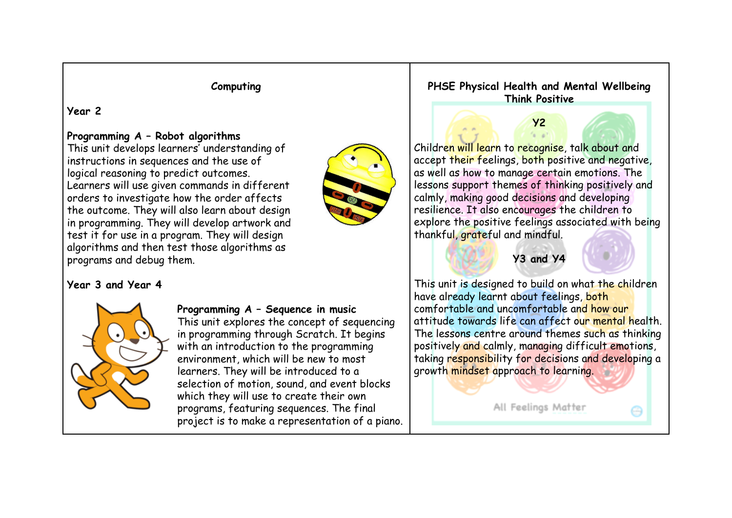## Computing

**Year 2**

**Programming A – Robot algorithms**

This unit develops learners' understanding of instructions in sequences and the use of logical reasoning to predict outcomes. Learners will use given commands in different orders to investigate how the order affects the outcome. They will also learn about design in programming. They will develop artwork and test it for use in a program. They will design algorithms and then test those algorithms as programs and debug them.

**Year 3 and Year 4**

**Programming A – Sequence in music**

This unit explores the concept of sequencing in programming through Scratch. It begins with an introduction to the programming environment, which will be new to most learners. They will be introduced to a selection of motion, sound, and event blocks which they will use to create their own programs, featuring sequences. The final project is to make a representation of a piano.

## PHSE Physical Health and Mental Wellbeing

**Think Positive**

**Y2**

Children will learn to recognise, talk about and accept their feelings, both positive and negative, as well as how to manage certain emotions. The lessons support themes of thinking positively and calmly, making good decisions and developing resilience. It also encourages the children to explore the positive feelings associated with being thankful, grateful and mindful.

**Y3 and Y4**

This unit is designed to build on what the children have already learnt about feelings, both comfortable and uncomfortable and how our attitude towards life can affect our mental health. The lessons centre around themes such as thinking positively and calmly, managing difficult emotions, taking responsibility for decisions and developing a growth mindset approach to learning.

All Feelings Matter